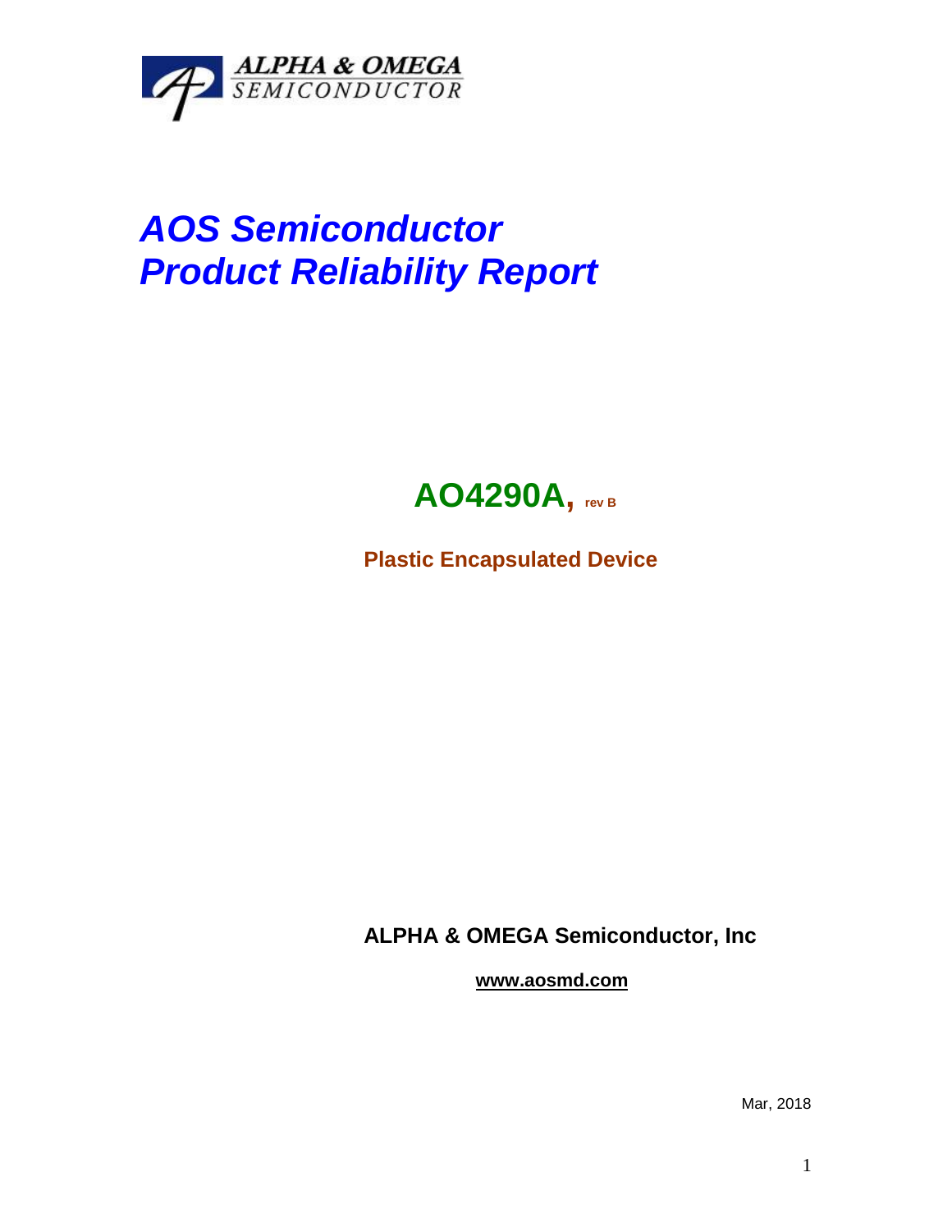ALPHA & OMEGA
SEMICONDUCTOR

# AOS Semiconductor
# Product Reliability Report

## AO4290A, rev B

**Plastic Encapsulated Device**

**ALPHA & OMEGA Semiconductor, Inc**

**www.aosmd.com**

Mar, 2018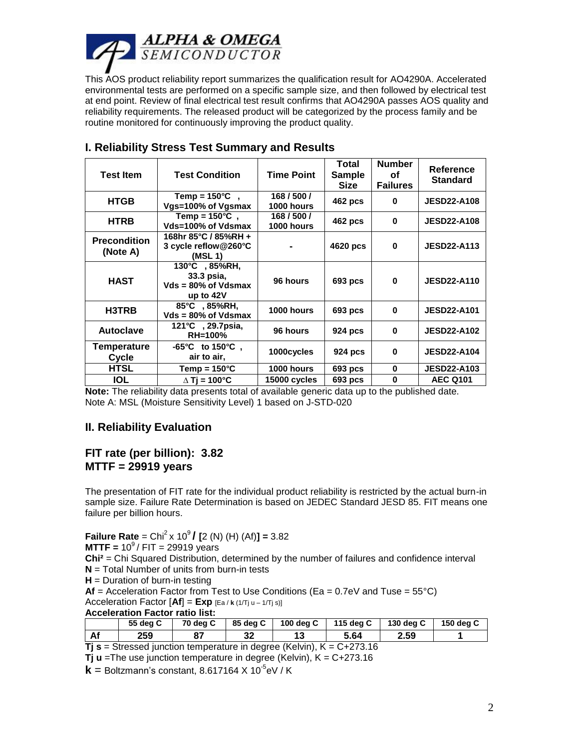ALPHA & OMEGA SEMICONDUCTOR

This AOS product reliability report summarizes the qualification result for AO4290A. Accelerated environmental tests are performed on a specific sample size, and then followed by electrical test at end point. Review of final electrical test result confirms that AO4290A passes AOS quality and reliability requirements. The released product will be categorized by the process family and be routine monitored for continuously improving the product quality.

## I. Reliability Stress Test Summary and Results

| Test Item | Test Condition | Time Point | Total Sample Size | Number of Failures | Reference Standard |
|---|---|---|---|---|---|
| HTGB | Temp = 150°C , Vgs=100% of Vgsmax | 168 / 500 / 1000 hours | 462 pcs | 0 | JESD22-A108 |
| HTRB | Temp = 150°C , Vds=100% of Vdsmax | 168 / 500 / 1000 hours | 462 pcs | 0 | JESD22-A108 |
| Precondition (Note A) | 168hr 85°C / 85%RH + 3 cycle reflow@260°C (MSL 1) | - | 4620 pcs | 0 | JESD22-A113 |
| HAST | 130°C , 85%RH, 33.3 psia, Vds = 80% of Vdsmax up to 42V | 96 hours | 693 pcs | 0 | JESD22-A110 |
| H3TRB | 85°C , 85%RH, Vds = 80% of Vdsmax | 1000 hours | 693 pcs | 0 | JESD22-A101 |
| Autoclave | 121°C , 29.7psia, RH=100% | 96 hours | 924 pcs | 0 | JESD22-A102 |
| Temperature Cycle | -65°C to 150°C , air to air, | 1000cycles | 924 pcs | 0 | JESD22-A104 |
| HTSL | Temp = 150°C | 1000 hours | 693 pcs | 0 | JESD22-A103 |
| IOL | $\Delta$ Tj = 100°C | 15000 cycles | 693 pcs | 0 | AEC Q101 |

**Note:** The reliability data presents total of available generic data up to the published date.
Note A: MSL (Moisture Sensitivity Level) 1 based on J-STD-020

## II. Reliability Evaluation

### FIT rate (per billion): 3.82
### MTTF = 29919 years

The presentation of FIT rate for the individual product reliability is restricted by the actual burn-in sample size. Failure Rate Determination is based on JEDEC Standard JESD 85. FIT means one failure per billion hours.

**Failure Rate** = $Chi^2 \times 10^9$ **/ [**2 (N) (H) (Af)**] =** 3.82
**MTTF =** $10^9$ / FIT = 29919 years
**Chi²** = Chi Squared Distribution, determined by the number of failures and confidence interval
**N** = Total Number of units from burn-in tests
**H** = Duration of burn-in testing
**Af** = Acceleration Factor from Test to Use Conditions (Ea = 0.7eV and Tuse = 55°C)
Acceleration Factor [**Af**] = **Exp** [Ea / **k** (1/Tj u – 1/Tj s)]
**Acceleration Factor ratio list:**

| | 55 deg C | 70 deg C | 85 deg C | 100 deg C | 115 deg C | 130 deg C | 150 deg C |
|---|---|---|---|---|---|---|---|
| Af | 259 | 87 | 32 | 13 | 5.64 | 2.59 | 1 |

**Tj s** = Stressed junction temperature in degree (Kelvin), K = C+273.16
**Tj u** =The use junction temperature in degree (Kelvin), K = C+273.16
**k** = Boltzmann's constant, 8.617164 X $10^{-5}$eV / K